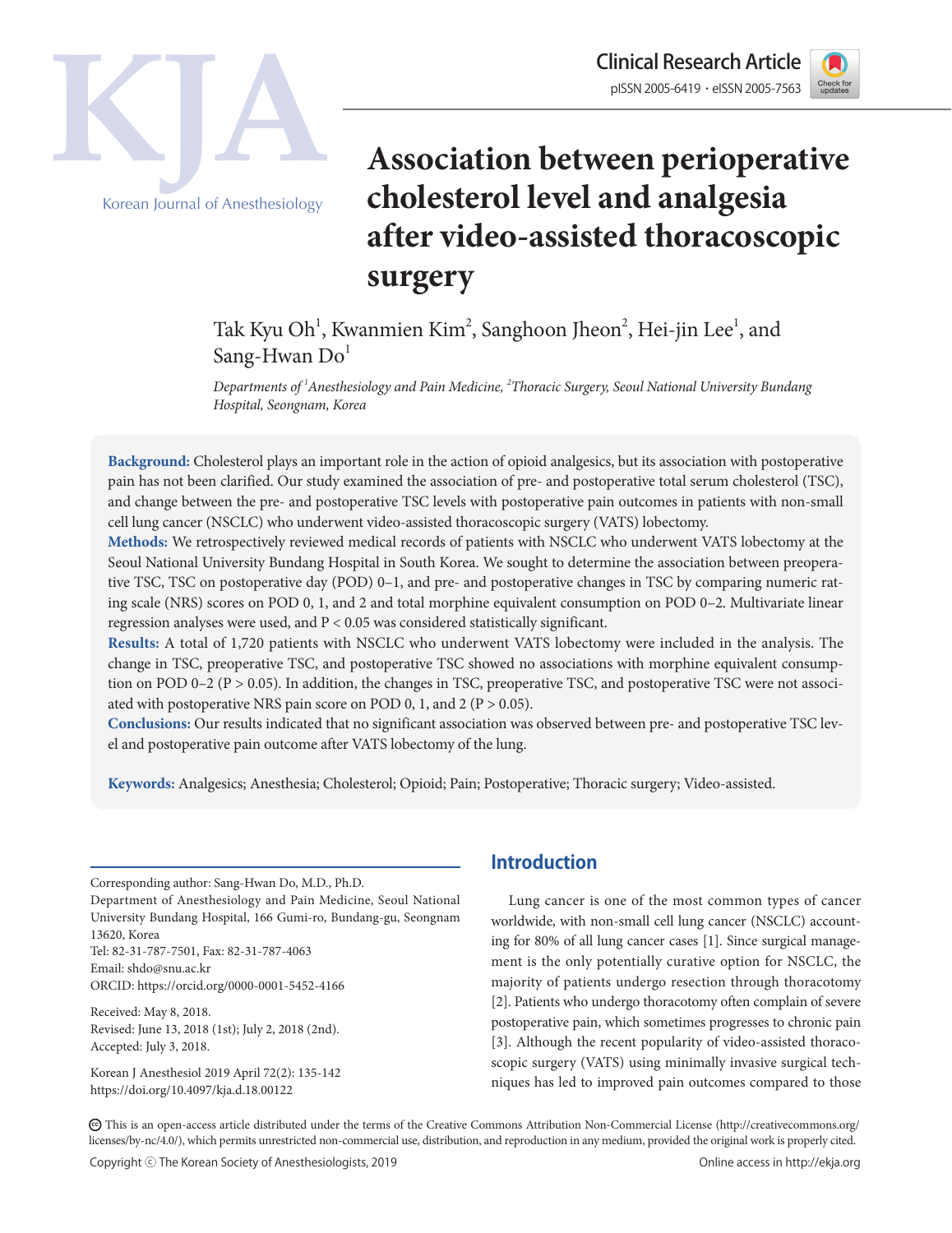Clinical Research Article

pISSN 2005-6419 • eISSN 2005-7563

# Association between perioperative cholesterol level and analgesia after video-assisted thoracoscopic surgery

Tak Kyu Oh[1], Kwanmien Kim[2], Sanghoon Jheon[2], Hei-jin Lee[1], and Sang-Hwan Do[1]

*Departments of [1]Anesthesiology and Pain Medicine, [2]Thoracic Surgery, Seoul National University Bundang Hospital, Seongnam, Korea*

**Background:** Cholesterol plays an important role in the action of opioid analgesics, but its association with postoperative pain has not been clarified. Our study examined the association of pre- and postoperative total serum cholesterol (TSC), and change between the pre- and postoperative TSC levels with postoperative pain outcomes in patients with non-small cell lung cancer (NSCLC) who underwent video-assisted thoracoscopic surgery (VATS) lobectomy.

**Methods:** We retrospectively reviewed medical records of patients with NSCLC who underwent VATS lobectomy at the Seoul National University Bundang Hospital in South Korea. We sought to determine the association between preoperative TSC, TSC on postoperative day (POD) 0–1, and pre- and postoperative changes in TSC by comparing numeric rating scale (NRS) scores on POD 0, 1, and 2 and total morphine equivalent consumption on POD 0–2. Multivariate linear regression analyses were used, and $P < 0.05$ was considered statistically significant.

**Results:** A total of 1,720 patients with NSCLC who underwent VATS lobectomy were included in the analysis. The change in TSC, preoperative TSC, and postoperative TSC showed no associations with morphine equivalent consumption on POD 0–2 ($P > 0.05$). In addition, the changes in TSC, preoperative TSC, and postoperative TSC were not associated with postoperative NRS pain score on POD 0, 1, and 2 ($P > 0.05$).

**Conclusions:** Our results indicated that no significant association was observed between pre- and postoperative TSC level and postoperative pain outcome after VATS lobectomy of the lung.

**Keywords:** Analgesics; Anesthesia; Cholesterol; Opioid; Pain; Postoperative; Thoracic surgery; Video-assisted.

Corresponding author: Sang-Hwan Do, M.D., Ph.D.
Department of Anesthesiology and Pain Medicine, Seoul National University Bundang Hospital, 166 Gumi-ro, Bundang-gu, Seongnam 13620, Korea
Tel: 82-31-787-7501, Fax: 82-31-787-4063
Email: shdo@snu.ac.kr
ORCID: https://orcid.org/0000-0001-5452-4166

Received: May 8, 2018.
Revised: June 13, 2018 (1st); July 2, 2018 (2nd).
Accepted: July 3, 2018.

Korean J Anesthesiol 2019 April 72(2): 135-142
https://doi.org/10.4097/kja.d.18.00122

## Introduction

Lung cancer is one of the most common types of cancer worldwide, with non-small cell lung cancer (NSCLC) accounting for 80% of all lung cancer cases [1]. Since surgical management is the only potentially curative option for NSCLC, the majority of patients undergo resection through thoracotomy [2]. Patients who undergo thoracotomy often complain of severe postoperative pain, which sometimes progresses to chronic pain [3]. Although the recent popularity of video-assisted thoracoscopic surgery (VATS) using minimally invasive surgical techniques has led to improved pain outcomes compared to those

This is an open-access article distributed under the terms of the Creative Commons Attribution Non-Commercial License (http://creativecommons.org/licenses/by-nc/4.0/), which permits unrestricted non-commercial use, distribution, and reproduction in any medium, provided the original work is properly cited.

Copyright © The Korean Society of Anesthesiologists, 2019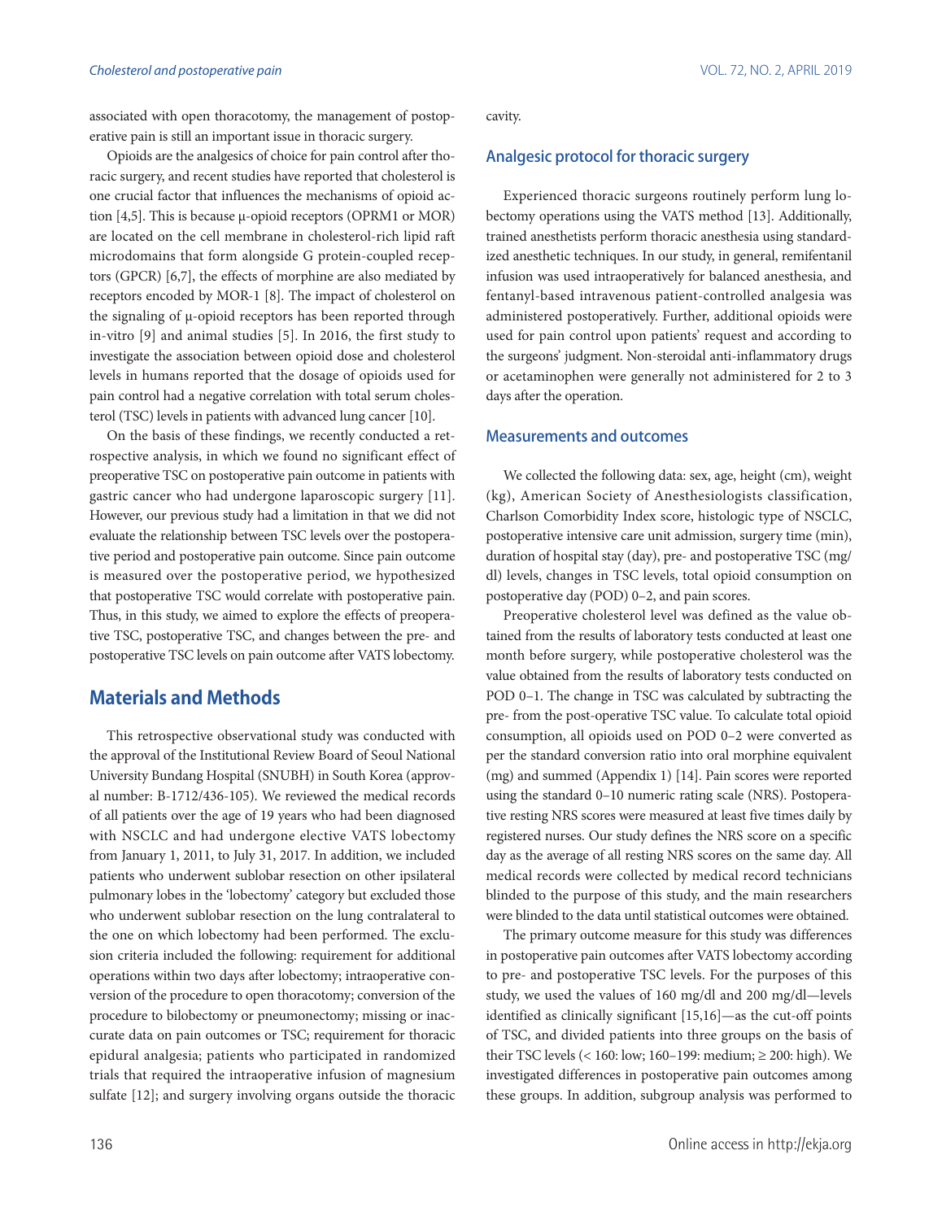associated with open thoracotomy, the management of postoperative pain is still an important issue in thoracic surgery.

Opioids are the analgesics of choice for pain control after thoracic surgery, and recent studies have reported that cholesterol is one crucial factor that influences the mechanisms of opioid action [4,5]. This is because μ-opioid receptors (OPRM1 or MOR) are located on the cell membrane in cholesterol-rich lipid raft microdomains that form alongside G protein-coupled receptors (GPCR) [6,7], the effects of morphine are also mediated by receptors encoded by MOR-1 [8]. The impact of cholesterol on the signaling of μ-opioid receptors has been reported through in-vitro [9] and animal studies [5]. In 2016, the first study to investigate the association between opioid dose and cholesterol levels in humans reported that the dosage of opioids used for pain control had a negative correlation with total serum cholesterol (TSC) levels in patients with advanced lung cancer [10].

On the basis of these findings, we recently conducted a retrospective analysis, in which we found no significant effect of preoperative TSC on postoperative pain outcome in patients with gastric cancer who had undergone laparoscopic surgery [11]. However, our previous study had a limitation in that we did not evaluate the relationship between TSC levels over the postoperative period and postoperative pain outcome. Since pain outcome is measured over the postoperative period, we hypothesized that postoperative TSC would correlate with postoperative pain. Thus, in this study, we aimed to explore the effects of preoperative TSC, postoperative TSC, and changes between the pre- and postoperative TSC levels on pain outcome after VATS lobectomy.

## Materials and Methods

This retrospective observational study was conducted with the approval of the Institutional Review Board of Seoul National University Bundang Hospital (SNUBH) in South Korea (approval number: B-1712/436-105). We reviewed the medical records of all patients over the age of 19 years who had been diagnosed with NSCLC and had undergone elective VATS lobectomy from January 1, 2011, to July 31, 2017. In addition, we included patients who underwent sublobar resection on other ipsilateral pulmonary lobes in the 'lobectomy' category but excluded those who underwent sublobar resection on the lung contralateral to the one on which lobectomy had been performed. The exclusion criteria included the following: requirement for additional operations within two days after lobectomy; intraoperative conversion of the procedure to open thoracotomy; conversion of the procedure to bilobectomy or pneumonectomy; missing or inaccurate data on pain outcomes or TSC; requirement for thoracic epidural analgesia; patients who participated in randomized trials that required the intraoperative infusion of magnesium sulfate [12]; and surgery involving organs outside the thoracic cavity.

### Analgesic protocol for thoracic surgery

Experienced thoracic surgeons routinely perform lung lobectomy operations using the VATS method [13]. Additionally, trained anesthetists perform thoracic anesthesia using standardized anesthetic techniques. In our study, in general, remifentanil infusion was used intraoperatively for balanced anesthesia, and fentanyl-based intravenous patient-controlled analgesia was administered postoperatively. Further, additional opioids were used for pain control upon patients' request and according to the surgeons' judgment. Non-steroidal anti-inflammatory drugs or acetaminophen were generally not administered for 2 to 3 days after the operation.

### Measurements and outcomes

We collected the following data: sex, age, height (cm), weight (kg), American Society of Anesthesiologists classification, Charlson Comorbidity Index score, histologic type of NSCLC, postoperative intensive care unit admission, surgery time (min), duration of hospital stay (day), pre- and postoperative TSC (mg/dl) levels, changes in TSC levels, total opioid consumption on postoperative day (POD) 0–2, and pain scores.

Preoperative cholesterol level was defined as the value obtained from the results of laboratory tests conducted at least one month before surgery, while postoperative cholesterol was the value obtained from the results of laboratory tests conducted on POD 0–1. The change in TSC was calculated by subtracting the pre- from the post-operative TSC value. To calculate total opioid consumption, all opioids used on POD 0–2 were converted as per the standard conversion ratio into oral morphine equivalent (mg) and summed (Appendix 1) [14]. Pain scores were reported using the standard 0–10 numeric rating scale (NRS). Postoperative resting NRS scores were measured at least five times daily by registered nurses. Our study defines the NRS score on a specific day as the average of all resting NRS scores on the same day. All medical records were collected by medical record technicians blinded to the purpose of this study, and the main researchers were blinded to the data until statistical outcomes were obtained.

The primary outcome measure for this study was differences in postoperative pain outcomes after VATS lobectomy according to pre- and postoperative TSC levels. For the purposes of this study, we used the values of 160 mg/dl and 200 mg/dl—levels identified as clinically significant [15,16]—as the cut-off points of TSC, and divided patients into three groups on the basis of their TSC levels (< 160: low; 160–199: medium; ≥ 200: high). We investigated differences in postoperative pain outcomes among these groups. In addition, subgroup analysis was performed to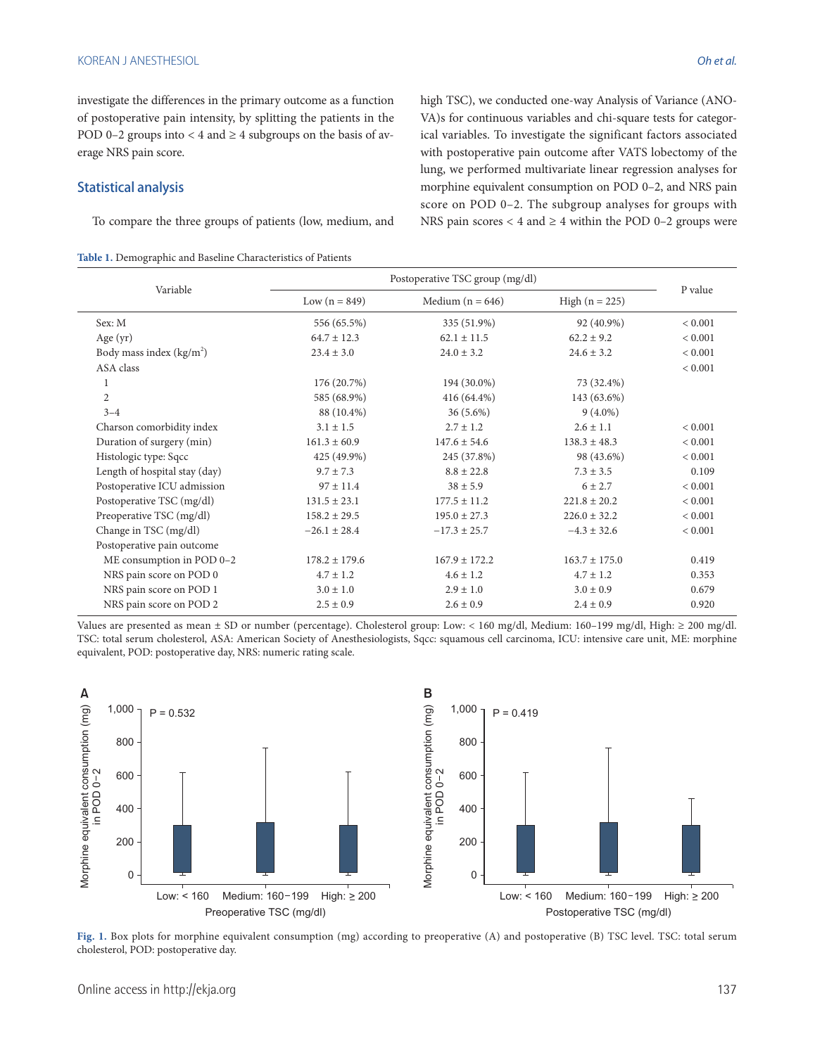investigate the differences in the primary outcome as a function of postoperative pain intensity, by splitting the patients in the POD 0–2 groups into < 4 and ≥ 4 subgroups on the basis of average NRS pain score.

## Statistical analysis

To compare the three groups of patients (low, medium, and high TSC), we conducted one-way Analysis of Variance (ANOVA)s for continuous variables and chi-square tests for categorical variables. To investigate the significant factors associated with postoperative pain outcome after VATS lobectomy of the lung, we performed multivariate linear regression analyses for morphine equivalent consumption on POD 0–2, and NRS pain score on POD 0–2. The subgroup analyses for groups with NRS pain scores < 4 and ≥ 4 within the POD 0–2 groups were

**Table 1.** Demographic and Baseline Characteristics of Patients

| Variable | Postoperative TSC group (mg/dl) | | | P value |
|---|---|---|---|---|
| | Low (n = 849) | Medium (n = 646) | High (n = 225) | |
| Sex: M | 556 (65.5%) | 335 (51.9%) | 92 (40.9%) | < 0.001 |
| Age (yr) | 64.7 ± 12.3 | 62.1 ± 11.5 | 62.2 ± 9.2 | < 0.001 |
| Body mass index (kg/m$^2$) | 23.4 ± 3.0 | 24.0 ± 3.2 | 24.6 ± 3.2 | < 0.001 |
| ASA class | | | | < 0.001 |
| 1 | 176 (20.7%) | 194 (30.0%) | 73 (32.4%) | |
| 2 | 585 (68.9%) | 416 (64.4%) | 143 (63.6%) | |
| 3–4 | 88 (10.4%) | 36 (5.6%) | 9 (4.0%) | |
| Charson comorbidity index | 3.1 ± 1.5 | 2.7 ± 1.2 | 2.6 ± 1.1 | < 0.001 |
| Duration of surgery (min) | 161.3 ± 60.9 | 147.6 ± 54.6 | 138.3 ± 48.3 | < 0.001 |
| Histologic type: Sqcc | 425 (49.9%) | 245 (37.8%) | 98 (43.6%) | < 0.001 |
| Length of hospital stay (day) | 9.7 ± 7.3 | 8.8 ± 22.8 | 7.3 ± 3.5 | 0.109 |
| Postoperative ICU admission | 97 ± 11.4 | 38 ± 5.9 | 6 ± 2.7 | < 0.001 |
| Postoperative TSC (mg/dl) | 131.5 ± 23.1 | 177.5 ± 11.2 | 221.8 ± 20.2 | < 0.001 |
| Preoperative TSC (mg/dl) | 158.2 ± 29.5 | 195.0 ± 27.3 | 226.0 ± 32.2 | < 0.001 |
| Change in TSC (mg/dl) | −26.1 ± 28.4 | −17.3 ± 25.7 | −4.3 ± 32.6 | < 0.001 |
| Postoperative pain outcome | | | | |
| ME consumption in POD 0–2 | 178.2 ± 179.6 | 167.9 ± 172.2 | 163.7 ± 175.0 | 0.419 |
| NRS pain score on POD 0 | 4.7 ± 1.2 | 4.6 ± 1.2 | 4.7 ± 1.2 | 0.353 |
| NRS pain score on POD 1 | 3.0 ± 1.0 | 2.9 ± 1.0 | 3.0 ± 0.9 | 0.679 |
| NRS pain score on POD 2 | 2.5 ± 0.9 | 2.6 ± 0.9 | 2.4 ± 0.9 | 0.920 |

Values are presented as mean ± SD or number (percentage). Cholesterol group: Low: < 160 mg/dl, Medium: 160–199 mg/dl, High: ≥ 200 mg/dl. TSC: total serum cholesterol, ASA: American Society of Anesthesiologists, Sqcc: squamous cell carcinoma, ICU: intensive care unit, ME: morphine equivalent, POD: postoperative day, NRS: numeric rating scale.

**Fig. 1.** Box plots for morphine equivalent consumption (mg) according to preoperative (A) and postoperative (B) TSC level. TSC: total serum cholesterol, POD: postoperative day.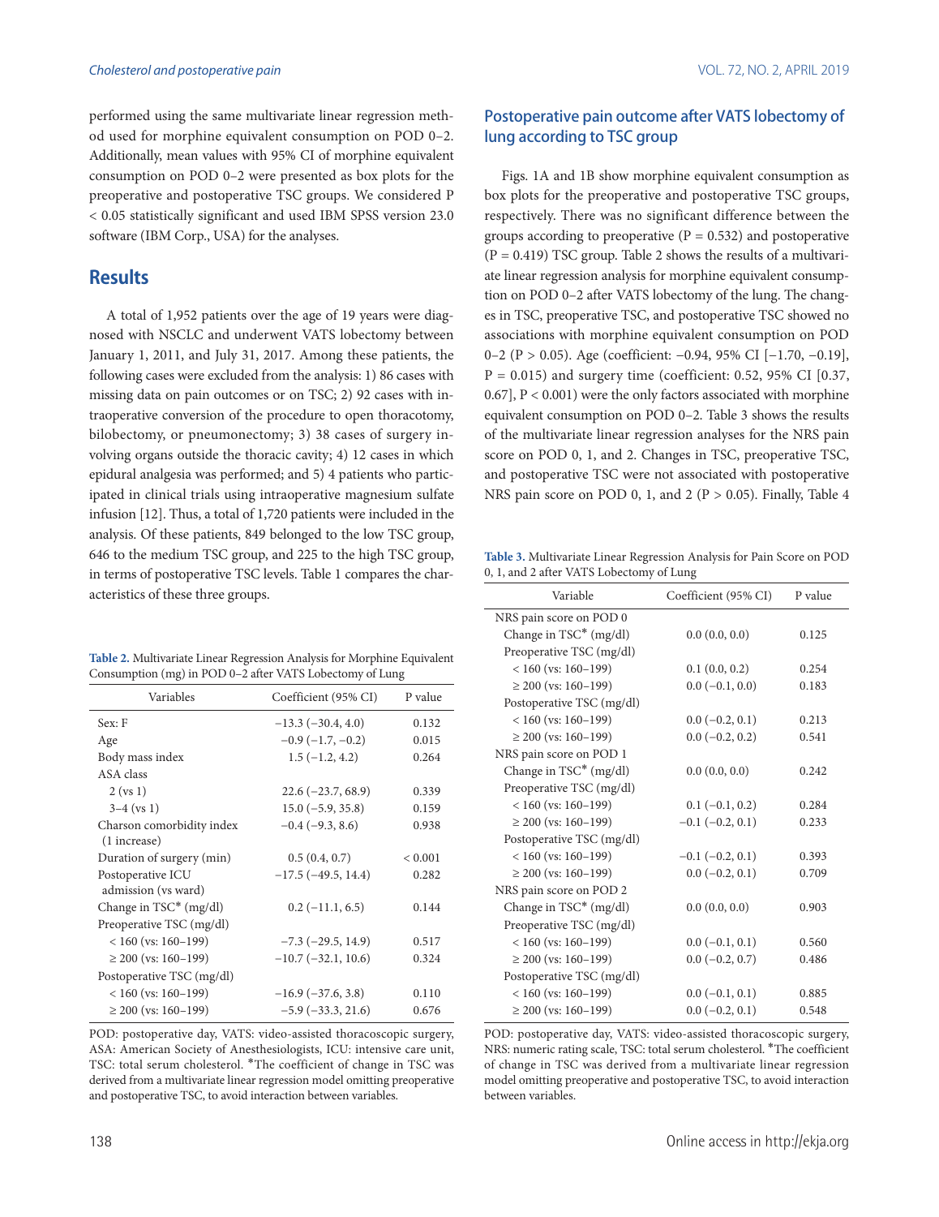performed using the same multivariate linear regression method used for morphine equivalent consumption on POD 0–2. Additionally, mean values with 95% CI of morphine equivalent consumption on POD 0–2 were presented as box plots for the preoperative and postoperative TSC groups. We considered P < 0.05 statistically significant and used IBM SPSS version 23.0 software (IBM Corp., USA) for the analyses.

## Results

A total of 1,952 patients over the age of 19 years were diagnosed with NSCLC and underwent VATS lobectomy between January 1, 2011, and July 31, 2017. Among these patients, the following cases were excluded from the analysis: 1) 86 cases with missing data on pain outcomes or on TSC; 2) 92 cases with intraoperative conversion of the procedure to open thoracotomy, bilobectomy, or pneumonectomy; 3) 38 cases of surgery involving organs outside the thoracic cavity; 4) 12 cases in which epidural analgesia was performed; and 5) 4 patients who participated in clinical trials using intraoperative magnesium sulfate infusion [12]. Thus, a total of 1,720 patients were included in the analysis. Of these patients, 849 belonged to the low TSC group, 646 to the medium TSC group, and 225 to the high TSC group, in terms of postoperative TSC levels. Table 1 compares the characteristics of these three groups.

**Table 2.** Multivariate Linear Regression Analysis for Morphine Equivalent Consumption (mg) in POD 0–2 after VATS Lobectomy of Lung

| Variables | Coefficient (95% CI) | P value |
|---|---|---|
| Sex: F | −13.3 (−30.4, 4.0) | 0.132 |
| Age | −0.9 (−1.7, −0.2) | 0.015 |
| Body mass index | 1.5 (−1.2, 4.2) | 0.264 |
| ASA class | | |
| 2 (vs 1) | 22.6 (−23.7, 68.9) | 0.339 |
| 3–4 (vs 1) | 15.0 (−5.9, 35.8) | 0.159 |
| Charson comorbidity index (1 increase) | −0.4 (−9.3, 8.6) | 0.938 |
| Duration of surgery (min) | 0.5 (0.4, 0.7) | < 0.001 |
| Postoperative ICU admission (vs ward) | −17.5 (−49.5, 14.4) | 0.282 |
| Change in TSC* (mg/dl) | 0.2 (−11.1, 6.5) | 0.144 |
| Preoperative TSC (mg/dl) | | |
| < 160 (vs: 160–199) | −7.3 (−29.5, 14.9) | 0.517 |
| ≥ 200 (vs: 160–199) | −10.7 (−32.1, 10.6) | 0.324 |
| Postoperative TSC (mg/dl) | | |
| < 160 (vs: 160–199) | −16.9 (−37.6, 3.8) | 0.110 |
| ≥ 200 (vs: 160–199) | −5.9 (−33.3, 21.6) | 0.676 |

POD: postoperative day, VATS: video-assisted thoracoscopic surgery, ASA: American Society of Anesthesiologists, ICU: intensive care unit, TSC: total serum cholesterol. *The coefficient of change in TSC was derived from a multivariate linear regression model omitting preoperative and postoperative TSC, to avoid interaction between variables.

### Postoperative pain outcome after VATS lobectomy of lung according to TSC group

Figs. 1A and 1B show morphine equivalent consumption as box plots for the preoperative and postoperative TSC groups, respectively. There was no significant difference between the groups according to preoperative (P = 0.532) and postoperative (P = 0.419) TSC group. Table 2 shows the results of a multivariate linear regression analysis for morphine equivalent consumption on POD 0–2 after VATS lobectomy of the lung. The changes in TSC, preoperative TSC, and postoperative TSC showed no associations with morphine equivalent consumption on POD 0–2 (P > 0.05). Age (coefficient: −0.94, 95% CI [−1.70, −0.19], P = 0.015) and surgery time (coefficient: 0.52, 95% CI [0.37, 0.67], P < 0.001) were the only factors associated with morphine equivalent consumption on POD 0–2. Table 3 shows the results of the multivariate linear regression analyses for the NRS pain score on POD 0, 1, and 2. Changes in TSC, preoperative TSC, and postoperative TSC were not associated with postoperative NRS pain score on POD 0, 1, and 2 (P > 0.05). Finally, Table 4

**Table 3.** Multivariate Linear Regression Analysis for Pain Score on POD 0, 1, and 2 after VATS Lobectomy of Lung

| Variable | Coefficient (95% CI) | P value |
|---|---|---|
| NRS pain score on POD 0 | | |
| Change in TSC* (mg/dl) | 0.0 (0.0, 0.0) | 0.125 |
| Preoperative TSC (mg/dl) | | |
| < 160 (vs: 160–199) | 0.1 (0.0, 0.2) | 0.254 |
| ≥ 200 (vs: 160–199) | 0.0 (−0.1, 0.0) | 0.183 |
| Postoperative TSC (mg/dl) | | |
| < 160 (vs: 160–199) | 0.0 (−0.2, 0.1) | 0.213 |
| ≥ 200 (vs: 160–199) | 0.0 (−0.2, 0.2) | 0.541 |
| NRS pain score on POD 1 | | |
| Change in TSC* (mg/dl) | 0.0 (0.0, 0.0) | 0.242 |
| Preoperative TSC (mg/dl) | | |
| < 160 (vs: 160–199) | 0.1 (−0.1, 0.2) | 0.284 |
| ≥ 200 (vs: 160–199) | −0.1 (−0.2, 0.1) | 0.233 |
| Postoperative TSC (mg/dl) | | |
| < 160 (vs: 160–199) | −0.1 (−0.2, 0.1) | 0.393 |
| ≥ 200 (vs: 160–199) | 0.0 (−0.2, 0.1) | 0.709 |
| NRS pain score on POD 2 | | |
| Change in TSC* (mg/dl) | 0.0 (0.0, 0.0) | 0.903 |
| Preoperative TSC (mg/dl) | | |
| < 160 (vs: 160–199) | 0.0 (−0.1, 0.1) | 0.560 |
| ≥ 200 (vs: 160–199) | 0.0 (−0.2, 0.7) | 0.486 |
| Postoperative TSC (mg/dl) | | |
| < 160 (vs: 160–199) | 0.0 (−0.1, 0.1) | 0.885 |
| ≥ 200 (vs: 160–199) | 0.0 (−0.2, 0.1) | 0.548 |

POD: postoperative day, VATS: video-assisted thoracoscopic surgery, NRS: numeric rating scale, TSC: total serum cholesterol. *The coefficient of change in TSC was derived from a multivariate linear regression model omitting preoperative and postoperative TSC, to avoid interaction between variables.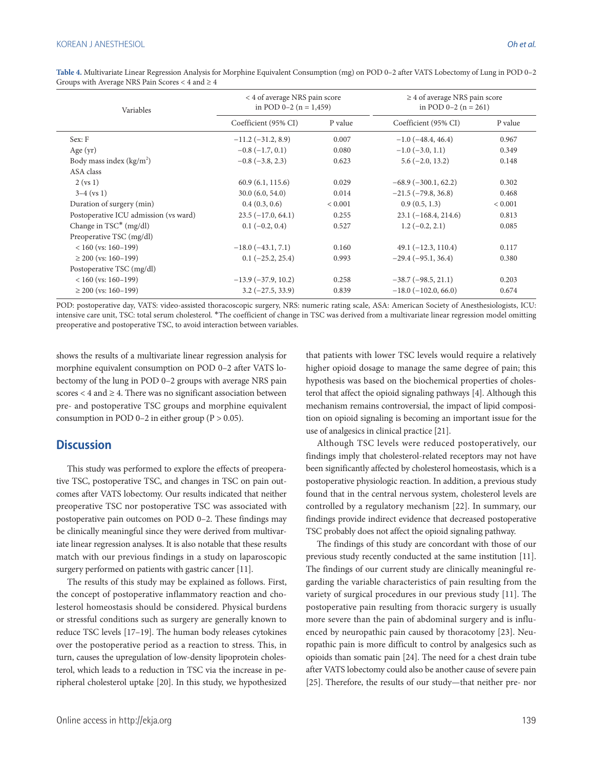**Table 4.** Multivariate Linear Regression Analysis for Morphine Equivalent Consumption (mg) on POD 0–2 after VATS Lobectomy of Lung in POD 0–2 Groups with Average NRS Pain Scores < 4 and ≥ 4

| Variables | < 4 of average NRS pain score in POD 0–2 (n = 1,459) | | ≥ 4 of average NRS pain score in POD 0–2 (n = 261) | |
|---|---|---|---|---|
| | Coefficient (95% CI) | P value | Coefficient (95% CI) | P value |
| Sex: F | −11.2 (−31.2, 8.9) | 0.007 | −1.0 (−48.4, 46.4) | 0.967 |
| Age (yr) | −0.8 (−1.7, 0.1) | 0.080 | −1.0 (−3.0, 1.1) | 0.349 |
| Body mass index (kg/m$^2$) | −0.8 (−3.8, 2.3) | 0.623 | 5.6 (−2.0, 13.2) | 0.148 |
| ASA class | | | | |
| 2 (vs 1) | 60.9 (6.1, 115.6) | 0.029 | −68.9 (−300.1, 62.2) | 0.302 |
| 3–4 (vs 1) | 30.0 (6.0, 54.0) | 0.014 | −21.5 (−79.8, 36.8) | 0.468 |
| Duration of surgery (min) | 0.4 (0.3, 0.6) | < 0.001 | 0.9 (0.5, 1.3) | < 0.001 |
| Postoperative ICU admission (vs ward) | 23.5 (−17.0, 64.1) | 0.255 | 23.1 (−168.4, 214.6) | 0.813 |
| Change in TSC* (mg/dl) | 0.1 (−0.2, 0.4) | 0.527 | 1.2 (−0.2, 2.1) | 0.085 |
| Preoperative TSC (mg/dl) | | | | |
| < 160 (vs: 160–199) | −18.0 (−43.1, 7.1) | 0.160 | 49.1 (−12.3, 110.4) | 0.117 |
| ≥ 200 (vs: 160–199) | 0.1 (−25.2, 25.4) | 0.993 | −29.4 (−95.1, 36.4) | 0.380 |
| Postoperative TSC (mg/dl) | | | | |
| < 160 (vs: 160–199) | −13.9 (−37.9, 10.2) | 0.258 | −38.7 (−98.5, 21.1) | 0.203 |
| ≥ 200 (vs: 160–199) | 3.2 (−27.5, 33.9) | 0.839 | −18.0 (−102.0, 66.0) | 0.674 |

POD: postoperative day, VATS: video-assisted thoracoscopic surgery, NRS: numeric rating scale, ASA: American Society of Anesthesiologists, ICU: intensive care unit, TSC: total serum cholesterol. *The coefficient of change in TSC was derived from a multivariate linear regression model omitting preoperative and postoperative TSC, to avoid interaction between variables.

shows the results of a multivariate linear regression analysis for morphine equivalent consumption on POD 0–2 after VATS lobectomy of the lung in POD 0–2 groups with average NRS pain scores < 4 and ≥ 4. There was no significant association between pre- and postoperative TSC groups and morphine equivalent consumption in POD 0–2 in either group (P > 0.05).

## Discussion

This study was performed to explore the effects of preoperative TSC, postoperative TSC, and changes in TSC on pain outcomes after VATS lobectomy. Our results indicated that neither preoperative TSC nor postoperative TSC was associated with postoperative pain outcomes on POD 0–2. These findings may be clinically meaningful since they were derived from multivariate linear regression analyses. It is also notable that these results match with our previous findings in a study on laparoscopic surgery performed on patients with gastric cancer [11].

The results of this study may be explained as follows. First, the concept of postoperative inflammatory reaction and cholesterol homeostasis should be considered. Physical burdens or stressful conditions such as surgery are generally known to reduce TSC levels [17–19]. The human body releases cytokines over the postoperative period as a reaction to stress. This, in turn, causes the upregulation of low-density lipoprotein cholesterol, which leads to a reduction in TSC via the increase in peripheral cholesterol uptake [20]. In this study, we hypothesized that patients with lower TSC levels would require a relatively higher opioid dosage to manage the same degree of pain; this hypothesis was based on the biochemical properties of cholesterol that affect the opioid signaling pathways [4]. Although this mechanism remains controversial, the impact of lipid composition on opioid signaling is becoming an important issue for the use of analgesics in clinical practice [21].

Although TSC levels were reduced postoperatively, our findings imply that cholesterol-related receptors may not have been significantly affected by cholesterol homeostasis, which is a postoperative physiologic reaction. In addition, a previous study found that in the central nervous system, cholesterol levels are controlled by a regulatory mechanism [22]. In summary, our findings provide indirect evidence that decreased postoperative TSC probably does not affect the opioid signaling pathway.

The findings of this study are concordant with those of our previous study recently conducted at the same institution [11]. The findings of our current study are clinically meaningful regarding the variable characteristics of pain resulting from the variety of surgical procedures in our previous study [11]. The postoperative pain resulting from thoracic surgery is usually more severe than the pain of abdominal surgery and is influenced by neuropathic pain caused by thoracotomy [23]. Neuropathic pain is more difficult to control by analgesics such as opioids than somatic pain [24]. The need for a chest drain tube after VATS lobectomy could also be another cause of severe pain [25]. Therefore, the results of our study—that neither pre- nor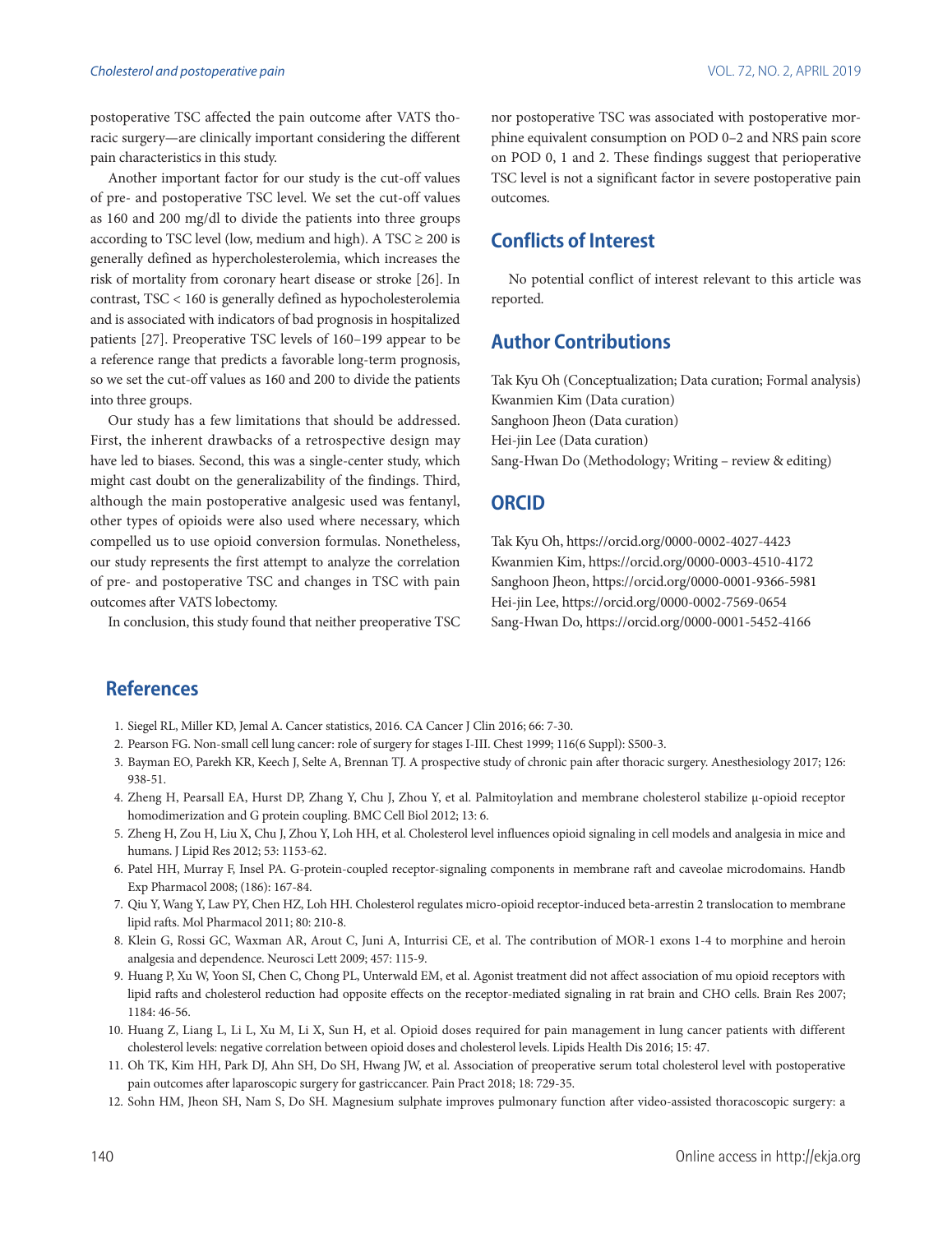postoperative TSC affected the pain outcome after VATS thoracic surgery—are clinically important considering the different pain characteristics in this study.

Another important factor for our study is the cut-off values of pre- and postoperative TSC level. We set the cut-off values as 160 and 200 mg/dl to divide the patients into three groups according to TSC level (low, medium and high). A TSC ≥ 200 is generally defined as hypercholesterolemia, which increases the risk of mortality from coronary heart disease or stroke [26]. In contrast, TSC < 160 is generally defined as hypocholesterolemia and is associated with indicators of bad prognosis in hospitalized patients [27]. Preoperative TSC levels of 160–199 appear to be a reference range that predicts a favorable long-term prognosis, so we set the cut-off values as 160 and 200 to divide the patients into three groups.

Our study has a few limitations that should be addressed. First, the inherent drawbacks of a retrospective design may have led to biases. Second, this was a single-center study, which might cast doubt on the generalizability of the findings. Third, although the main postoperative analgesic used was fentanyl, other types of opioids were also used where necessary, which compelled us to use opioid conversion formulas. Nonetheless, our study represents the first attempt to analyze the correlation of pre- and postoperative TSC and changes in TSC with pain outcomes after VATS lobectomy.

In conclusion, this study found that neither preoperative TSC nor postoperative TSC was associated with postoperative morphine equivalent consumption on POD 0–2 and NRS pain score on POD 0, 1 and 2. These findings suggest that perioperative TSC level is not a significant factor in severe postoperative pain outcomes.

## Conflicts of Interest

No potential conflict of interest relevant to this article was reported.

## Author Contributions

Tak Kyu Oh (Conceptualization; Data curation; Formal analysis)
Kwanmien Kim (Data curation)
Sanghoon Jheon (Data curation)
Hei-jin Lee (Data curation)
Sang-Hwan Do (Methodology; Writing – review & editing)

## ORCID

Tak Kyu Oh, https://orcid.org/0000-0002-4027-4423
Kwanmien Kim, https://orcid.org/0000-0003-4510-4172
Sanghoon Jheon, https://orcid.org/0000-0001-9366-5981
Hei-jin Lee, https://orcid.org/0000-0002-7569-0654
Sang-Hwan Do, https://orcid.org/0000-0001-5452-4166

## References

1. Siegel RL, Miller KD, Jemal A. Cancer statistics, 2016. CA Cancer J Clin 2016; 66: 7-30.
2. Pearson FG. Non-small cell lung cancer: role of surgery for stages I-III. Chest 1999; 116(6 Suppl): S500-3.
3. Bayman EO, Parekh KR, Keech J, Selte A, Brennan TJ. A prospective study of chronic pain after thoracic surgery. Anesthesiology 2017; 126: 938-51.
4. Zheng H, Pearsall EA, Hurst DP, Zhang Y, Chu J, Zhou Y, et al. Palmitoylation and membrane cholesterol stabilize μ-opioid receptor homodimerization and G protein coupling. BMC Cell Biol 2012; 13: 6.
5. Zheng H, Zou H, Liu X, Chu J, Zhou Y, Loh HH, et al. Cholesterol level influences opioid signaling in cell models and analgesia in mice and humans. J Lipid Res 2012; 53: 1153-62.
6. Patel HH, Murray F, Insel PA. G-protein-coupled receptor-signaling components in membrane raft and caveolae microdomains. Handb Exp Pharmacol 2008; (186): 167-84.
7. Qiu Y, Wang Y, Law PY, Chen HZ, Loh HH. Cholesterol regulates micro-opioid receptor-induced beta-arrestin 2 translocation to membrane lipid rafts. Mol Pharmacol 2011; 80: 210-8.
8. Klein G, Rossi GC, Waxman AR, Arout C, Juni A, Inturrisi CE, et al. The contribution of MOR-1 exons 1-4 to morphine and heroin analgesia and dependence. Neurosci Lett 2009; 457: 115-9.
9. Huang P, Xu W, Yoon SI, Chen C, Chong PL, Unterwald EM, et al. Agonist treatment did not affect association of mu opioid receptors with lipid rafts and cholesterol reduction had opposite effects on the receptor-mediated signaling in rat brain and CHO cells. Brain Res 2007; 1184: 46-56.
10. Huang Z, Liang L, Li L, Xu M, Li X, Sun H, et al. Opioid doses required for pain management in lung cancer patients with different cholesterol levels: negative correlation between opioid doses and cholesterol levels. Lipids Health Dis 2016; 15: 47.
11. Oh TK, Kim HH, Park DJ, Ahn SH, Do SH, Hwang JW, et al. Association of preoperative serum total cholesterol level with postoperative pain outcomes after laparoscopic surgery for gastriccancer. Pain Pract 2018; 18: 729-35.
12. Sohn HM, Jheon SH, Nam S, Do SH. Magnesium sulphate improves pulmonary function after video-assisted thoracoscopic surgery: a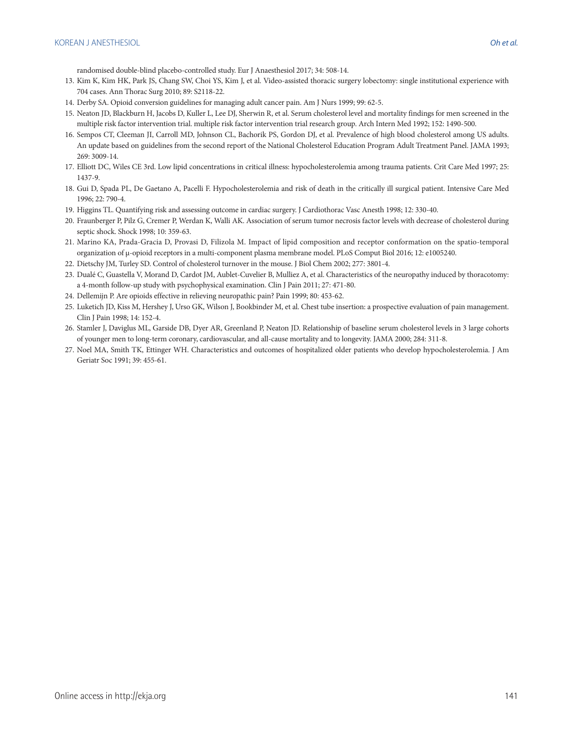randomised double-blind placebo-controlled study. Eur J Anaesthesiol 2017; 34: 508-14.

13. Kim K, Kim HK, Park JS, Chang SW, Choi YS, Kim J, et al. Video-assisted thoracic surgery lobectomy: single institutional experience with 704 cases. Ann Thorac Surg 2010; 89: S2118-22.
14. Derby SA. Opioid conversion guidelines for managing adult cancer pain. Am J Nurs 1999; 99: 62-5.
15. Neaton JD, Blackburn H, Jacobs D, Kuller L, Lee DJ, Sherwin R, et al. Serum cholesterol level and mortality findings for men screened in the multiple risk factor intervention trial. multiple risk factor intervention trial research group. Arch Intern Med 1992; 152: 1490-500.
16. Sempos CT, Cleeman JI, Carroll MD, Johnson CL, Bachorik PS, Gordon DJ, et al. Prevalence of high blood cholesterol among US adults. An update based on guidelines from the second report of the National Cholesterol Education Program Adult Treatment Panel. JAMA 1993; 269: 3009-14.
17. Elliott DC, Wiles CE 3rd. Low lipid concentrations in critical illness: hypocholesterolemia among trauma patients. Crit Care Med 1997; 25: 1437-9.
18. Gui D, Spada PL, De Gaetano A, Pacelli F. Hypocholesterolemia and risk of death in the critically ill surgical patient. Intensive Care Med 1996; 22: 790-4.
19. Higgins TL. Quantifying risk and assessing outcome in cardiac surgery. J Cardiothorac Vasc Anesth 1998; 12: 330-40.
20. Fraunberger P, Pilz G, Cremer P, Werdan K, Walli AK. Association of serum tumor necrosis factor levels with decrease of cholesterol during septic shock. Shock 1998; 10: 359-63.
21. Marino KA, Prada-Gracia D, Provasi D, Filizola M. Impact of lipid composition and receptor conformation on the spatio-temporal organization of μ-opioid receptors in a multi-component plasma membrane model. PLoS Comput Biol 2016; 12: e1005240.
22. Dietschy JM, Turley SD. Control of cholesterol turnover in the mouse. J Biol Chem 2002; 277: 3801-4.
23. Dualé C, Guastella V, Morand D, Cardot JM, Aublet-Cuvelier B, Mulliez A, et al. Characteristics of the neuropathy induced by thoracotomy: a 4-month follow-up study with psychophysical examination. Clin J Pain 2011; 27: 471-80.
24. Dellemijn P. Are opioids effective in relieving neuropathic pain? Pain 1999; 80: 453-62.
25. Luketich JD, Kiss M, Hershey J, Urso GK, Wilson J, Bookbinder M, et al. Chest tube insertion: a prospective evaluation of pain management. Clin J Pain 1998; 14: 152-4.
26. Stamler J, Daviglus ML, Garside DB, Dyer AR, Greenland P, Neaton JD. Relationship of baseline serum cholesterol levels in 3 large cohorts of younger men to long-term coronary, cardiovascular, and all-cause mortality and to longevity. JAMA 2000; 284: 311-8.
27. Noel MA, Smith TK, Ettinger WH. Characteristics and outcomes of hospitalized older patients who develop hypocholesterolemia. J Am Geriatr Soc 1991; 39: 455-61.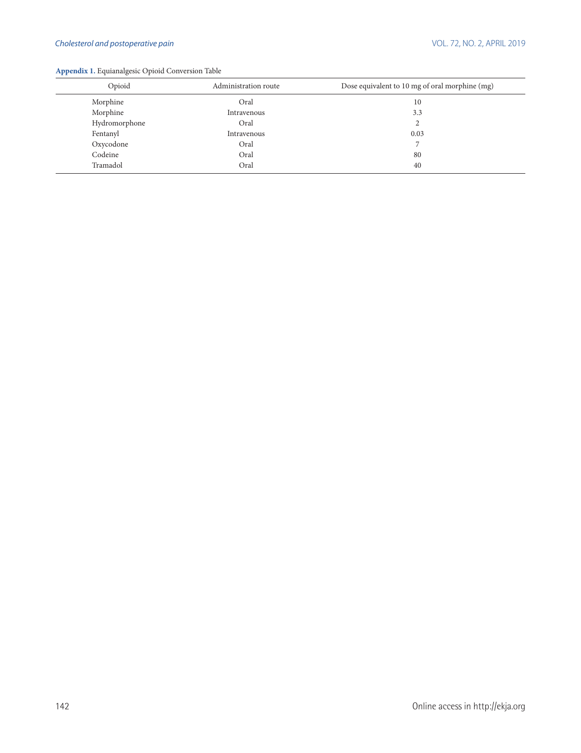**Appendix 1.** Equianalgesic Opioid Conversion Table

| Opioid | Administration route | Dose equivalent to 10 mg of oral morphine (mg) |
|---|---|---|
| Morphine | Oral | 10 |
| Morphine | Intravenous | 3.3 |
| Hydromorphone | Oral | 2 |
| Fentanyl | Intravenous | 0.03 |
| Oxycodone | Oral | 7 |
| Codeine | Oral | 80 |
| Tramadol | Oral | 40 |